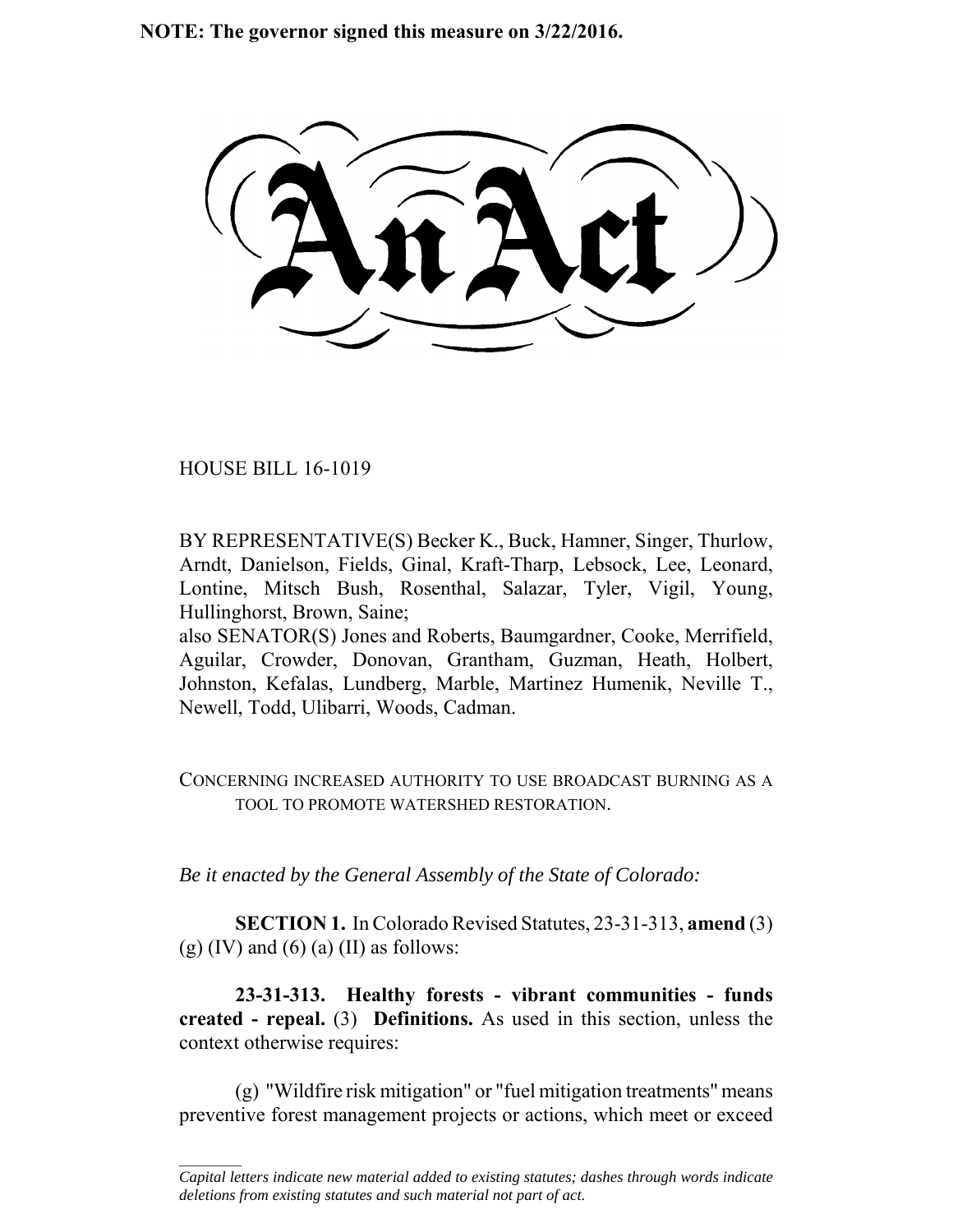**NOTE: The governor signed this measure on 3/22/2016.**

# An Act

HOUSE BILL 16-1019

BY REPRESENTATIVE(S) Becker K., Buck, Hamner, Singer, Thurlow, Arndt, Danielson, Fields, Ginal, Kraft-Tharp, Lebsock, Lee, Leonard, Lontine, Mitsch Bush, Rosenthal, Salazar, Tyler, Vigil, Young, Hullinghorst, Brown, Saine;
also SENATOR(S) Jones and Roberts, Baumgardner, Cooke, Merrifield, Aguilar, Crowder, Donovan, Grantham, Guzman, Heath, Holbert, Johnston, Kefalas, Lundberg, Marble, Martinez Humenik, Neville T., Newell, Todd, Ulibarri, Woods, Cadman.

CONCERNING INCREASED AUTHORITY TO USE BROADCAST BURNING AS A TOOL TO PROMOTE WATERSHED RESTORATION.

*Be it enacted by the General Assembly of the State of Colorado:*

**SECTION 1.** In Colorado Revised Statutes, 23-31-313, **amend** (3) (g) (IV) and (6) (a) (II) as follows:

**23-31-313. Healthy forests - vibrant communities - funds created - repeal.** (3) **Definitions.** As used in this section, unless the context otherwise requires:

(g) "Wildfire risk mitigation" or "fuel mitigation treatments" means preventive forest management projects or actions, which meet or exceed

---

*Capital letters indicate new material added to existing statutes; dashes through words indicate deletions from existing statutes and such material not part of act.*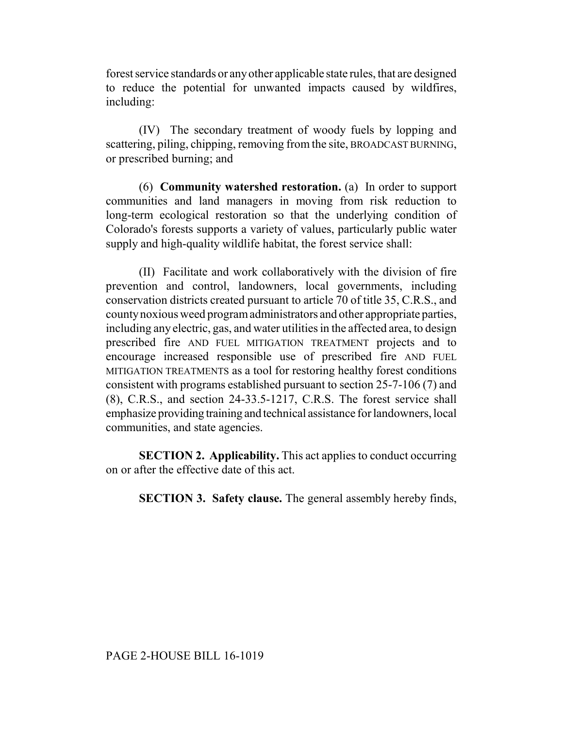forest service standards or any other applicable state rules, that are designed to reduce the potential for unwanted impacts caused by wildfires, including:

(IV) The secondary treatment of woody fuels by lopping and scattering, piling, chipping, removing from the site, BROADCAST BURNING, or prescribed burning; and

(6) **Community watershed restoration.** (a) In order to support communities and land managers in moving from risk reduction to long-term ecological restoration so that the underlying condition of Colorado's forests supports a variety of values, particularly public water supply and high-quality wildlife habitat, the forest service shall:

(II) Facilitate and work collaboratively with the division of fire prevention and control, landowners, local governments, including conservation districts created pursuant to article 70 of title 35, C.R.S., and county noxious weed program administrators and other appropriate parties, including any electric, gas, and water utilities in the affected area, to design prescribed fire AND FUEL MITIGATION TREATMENT projects and to encourage increased responsible use of prescribed fire AND FUEL MITIGATION TREATMENTS as a tool for restoring healthy forest conditions consistent with programs established pursuant to section 25-7-106 (7) and (8), C.R.S., and section 24-33.5-1217, C.R.S. The forest service shall emphasize providing training and technical assistance for landowners, local communities, and state agencies.

**SECTION 2. Applicability.** This act applies to conduct occurring on or after the effective date of this act.

**SECTION 3. Safety clause.** The general assembly hereby finds,

PAGE 2-HOUSE BILL 16-1019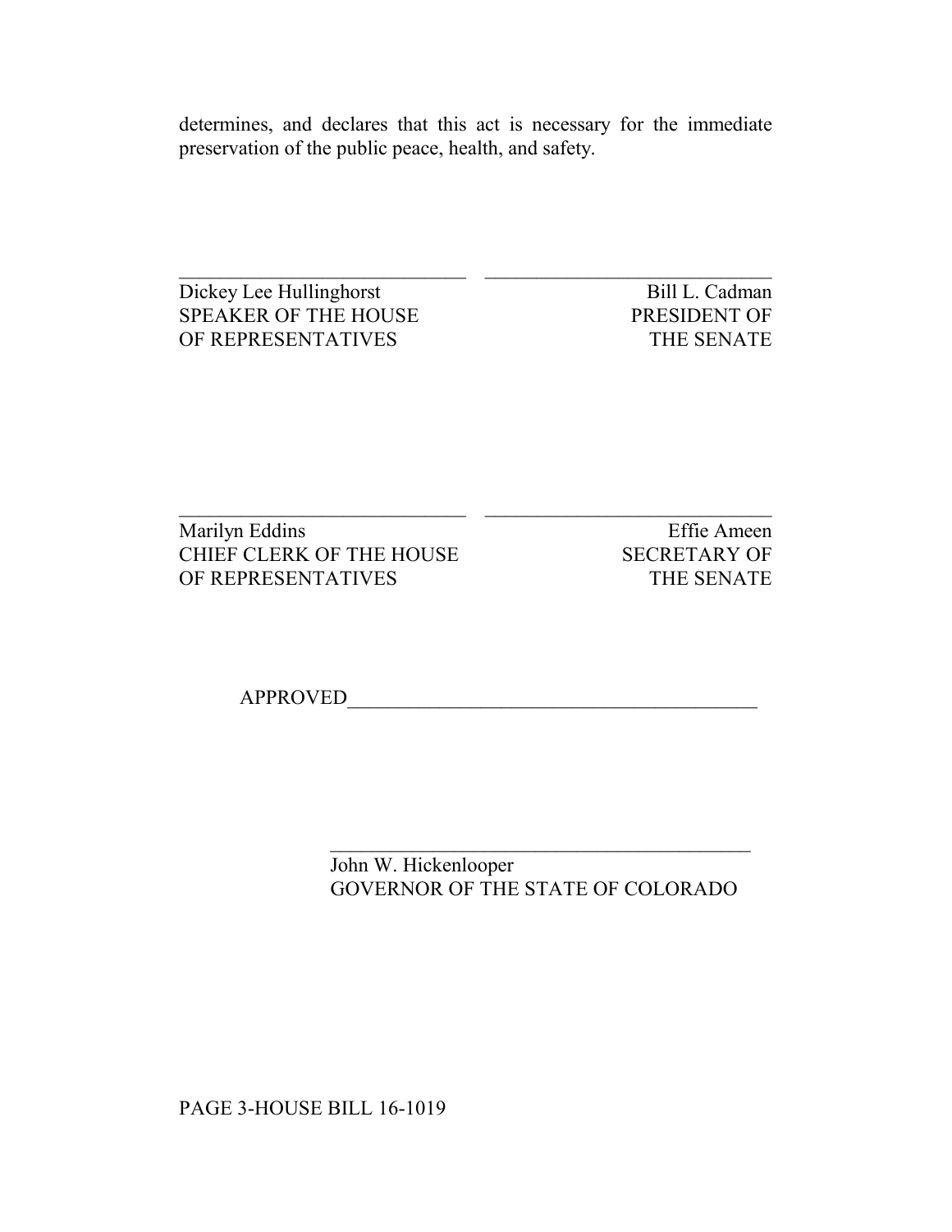determines, and declares that this act is necessary for the immediate preservation of the public peace, health, and safety.

| | |
|---|---|
| \_\_\_\_\_\_\_\_\_\_\_\_\_\_\_\_\_\_\_\_\_\_\_\_\_\_\_\_ | \_\_\_\_\_\_\_\_\_\_\_\_\_\_\_\_\_\_\_\_\_\_\_\_\_\_\_\_ |
| Dickey Lee Hullinghorst | Bill L. Cadman |
| SPEAKER OF THE HOUSE OF REPRESENTATIVES | PRESIDENT OF THE SENATE |

| | |
|---|---|
| \_\_\_\_\_\_\_\_\_\_\_\_\_\_\_\_\_\_\_\_\_\_\_\_\_\_\_\_ | \_\_\_\_\_\_\_\_\_\_\_\_\_\_\_\_\_\_\_\_\_\_\_\_\_\_\_\_ |
| Marilyn Eddins | Effie Ameen |
| CHIEF CLERK OF THE HOUSE OF REPRESENTATIVES | SECRETARY OF THE SENATE |

APPROVED\_\_\_\_\_\_\_\_\_\_\_\_\_\_\_\_\_\_\_\_\_\_\_\_\_\_\_\_\_\_\_\_\_\_\_\_\_\_\_\_

\_\_\_\_\_\_\_\_\_\_\_\_\_\_\_\_\_\_\_\_\_\_\_\_\_\_\_\_\_\_\_\_\_\_\_\_\_\_\_\_

John W. Hickenlooper
GOVERNOR OF THE STATE OF COLORADO

PAGE 3-HOUSE BILL 16-1019